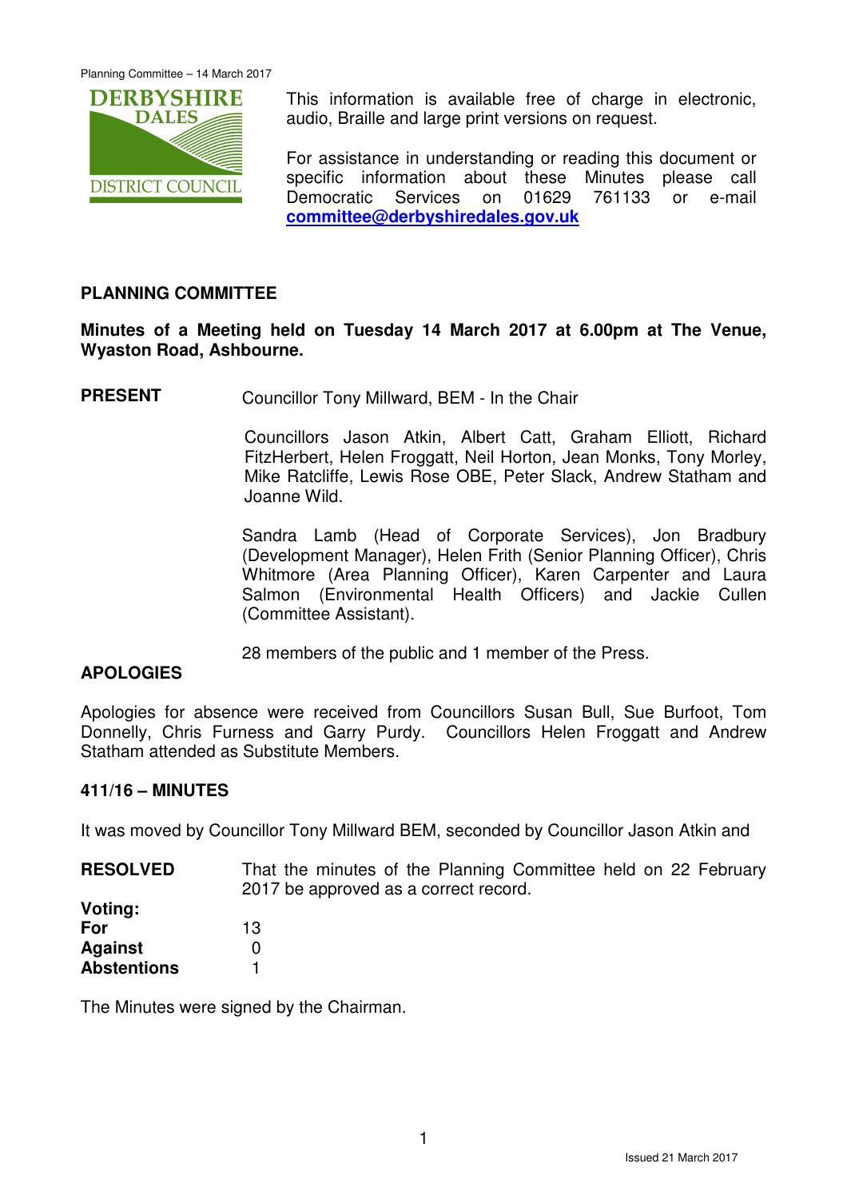This information is available free of charge in electronic, audio, Braille and large print versions on request.

For assistance in understanding or reading this document or specific information about these Minutes please call Democratic Services on 01629 761133 or e-mail **committee@derbyshiredales.gov.uk**

## PLANNING COMMITTEE

**Minutes of a Meeting held on Tuesday 14 March 2017 at 6.00pm at The Venue, Wyaston Road, Ashbourne.**

**PRESENT** Councillor Tony Millward, BEM - In the Chair

Councillors Jason Atkin, Albert Catt, Graham Elliott, Richard FitzHerbert, Helen Froggatt, Neil Horton, Jean Monks, Tony Morley, Mike Ratcliffe, Lewis Rose OBE, Peter Slack, Andrew Statham and Joanne Wild.

Sandra Lamb (Head of Corporate Services), Jon Bradbury (Development Manager), Helen Frith (Senior Planning Officer), Chris Whitmore (Area Planning Officer), Karen Carpenter and Laura Salmon (Environmental Health Officers) and Jackie Cullen (Committee Assistant).

28 members of the public and 1 member of the Press.

**APOLOGIES**

Apologies for absence were received from Councillors Susan Bull, Sue Burfoot, Tom Donnelly, Chris Furness and Garry Purdy. Councillors Helen Froggatt and Andrew Statham attended as Substitute Members.

**411/16 – MINUTES**

It was moved by Councillor Tony Millward BEM, seconded by Councillor Jason Atkin and

**RESOLVED** That the minutes of the Planning Committee held on 22 February 2017 be approved as a correct record.

**Voting:**
**For** 13
**Against** 0
**Abstentions** 1

The Minutes were signed by the Chairman.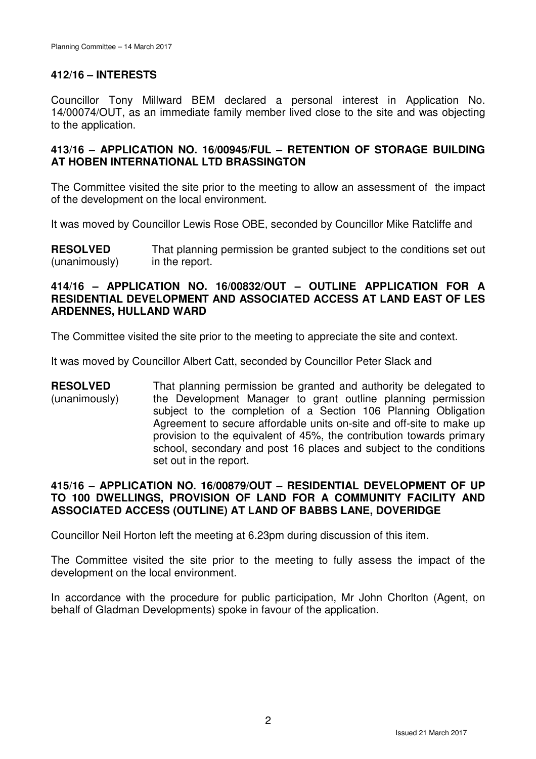## 412/16 – INTERESTS

Councillor Tony Millward BEM declared a personal interest in Application No. 14/00074/OUT, as an immediate family member lived close to the site and was objecting to the application.

## 413/16 – APPLICATION NO. 16/00945/FUL – RETENTION OF STORAGE BUILDING AT HOBEN INTERNATIONAL LTD BRASSINGTON

The Committee visited the site prior to the meeting to allow an assessment of the impact of the development on the local environment.

It was moved by Councillor Lewis Rose OBE, seconded by Councillor Mike Ratcliffe and

**RESOLVED** (unanimously) That planning permission be granted subject to the conditions set out in the report.

## 414/16 – APPLICATION NO. 16/00832/OUT – OUTLINE APPLICATION FOR A RESIDENTIAL DEVELOPMENT AND ASSOCIATED ACCESS AT LAND EAST OF LES ARDENNES, HULLAND WARD

The Committee visited the site prior to the meeting to appreciate the site and context.

It was moved by Councillor Albert Catt, seconded by Councillor Peter Slack and

**RESOLVED** (unanimously) That planning permission be granted and authority be delegated to the Development Manager to grant outline planning permission subject to the completion of a Section 106 Planning Obligation Agreement to secure affordable units on-site and off-site to make up provision to the equivalent of 45%, the contribution towards primary school, secondary and post 16 places and subject to the conditions set out in the report.

## 415/16 – APPLICATION NO. 16/00879/OUT – RESIDENTIAL DEVELOPMENT OF UP TO 100 DWELLINGS, PROVISION OF LAND FOR A COMMUNITY FACILITY AND ASSOCIATED ACCESS (OUTLINE) AT LAND OF BABBS LANE, DOVERIDGE

Councillor Neil Horton left the meeting at 6.23pm during discussion of this item.

The Committee visited the site prior to the meeting to fully assess the impact of the development on the local environment.

In accordance with the procedure for public participation, Mr John Chorlton (Agent, on behalf of Gladman Developments) spoke in favour of the application.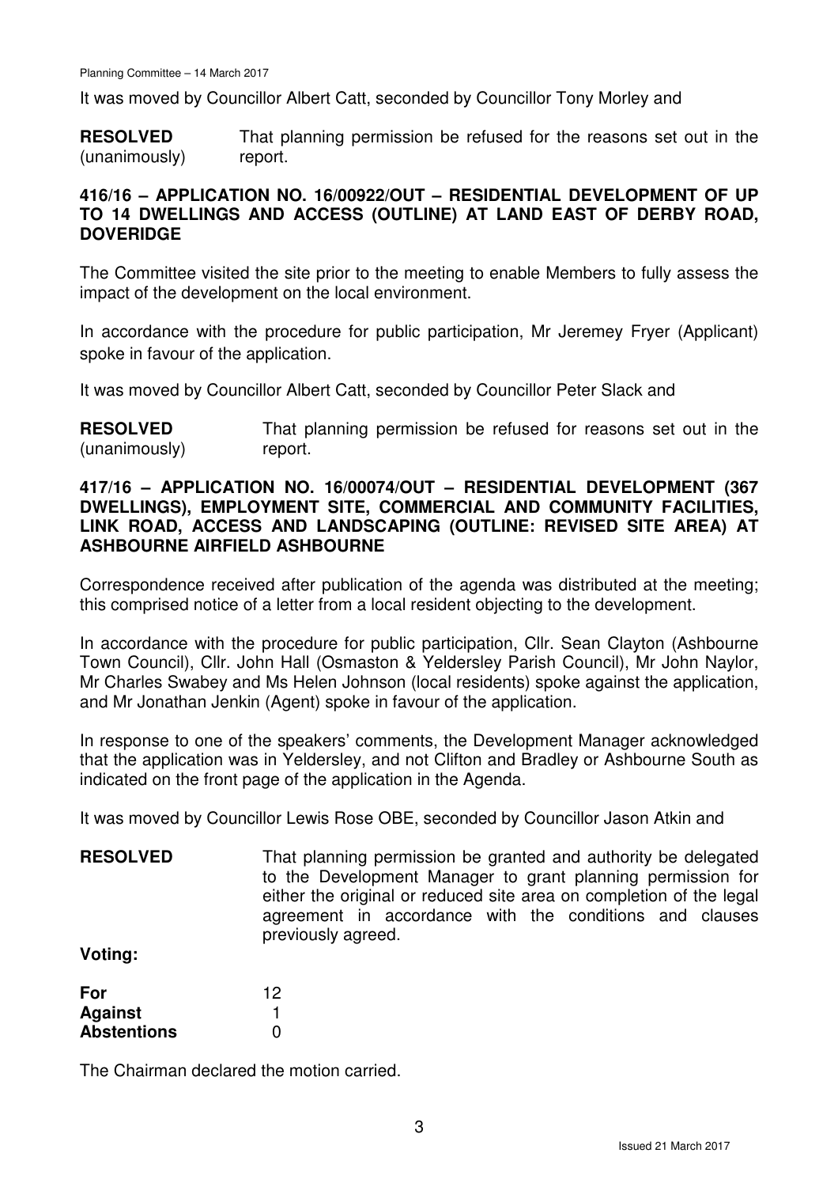It was moved by Councillor Albert Catt, seconded by Councillor Tony Morley and

**RESOLVED** (unanimously) That planning permission be refused for the reasons set out in the report.

**416/16 – APPLICATION NO. 16/00922/OUT – RESIDENTIAL DEVELOPMENT OF UP TO 14 DWELLINGS AND ACCESS (OUTLINE) AT LAND EAST OF DERBY ROAD, DOVERIDGE**

The Committee visited the site prior to the meeting to enable Members to fully assess the impact of the development on the local environment.

In accordance with the procedure for public participation, Mr Jeremey Fryer (Applicant) spoke in favour of the application.

It was moved by Councillor Albert Catt, seconded by Councillor Peter Slack and

**RESOLVED** (unanimously) That planning permission be refused for reasons set out in the report.

**417/16 – APPLICATION NO. 16/00074/OUT – RESIDENTIAL DEVELOPMENT (367 DWELLINGS), EMPLOYMENT SITE, COMMERCIAL AND COMMUNITY FACILITIES, LINK ROAD, ACCESS AND LANDSCAPING (OUTLINE: REVISED SITE AREA) AT ASHBOURNE AIRFIELD ASHBOURNE**

Correspondence received after publication of the agenda was distributed at the meeting; this comprised notice of a letter from a local resident objecting to the development.

In accordance with the procedure for public participation, Cllr. Sean Clayton (Ashbourne Town Council), Cllr. John Hall (Osmaston & Yeldersley Parish Council), Mr John Naylor, Mr Charles Swabey and Ms Helen Johnson (local residents) spoke against the application, and Mr Jonathan Jenkin (Agent) spoke in favour of the application.

In response to one of the speakers' comments, the Development Manager acknowledged that the application was in Yeldersley, and not Clifton and Bradley or Ashbourne South as indicated on the front page of the application in the Agenda.

It was moved by Councillor Lewis Rose OBE, seconded by Councillor Jason Atkin and

**RESOLVED** That planning permission be granted and authority be delegated to the Development Manager to grant planning permission for either the original or reduced site area on completion of the legal agreement in accordance with the conditions and clauses previously agreed.

**Voting:**

| | |
|---|---|
| **For** | 12 |
| **Against** | 1 |
| **Abstentions** | 0 |

The Chairman declared the motion carried.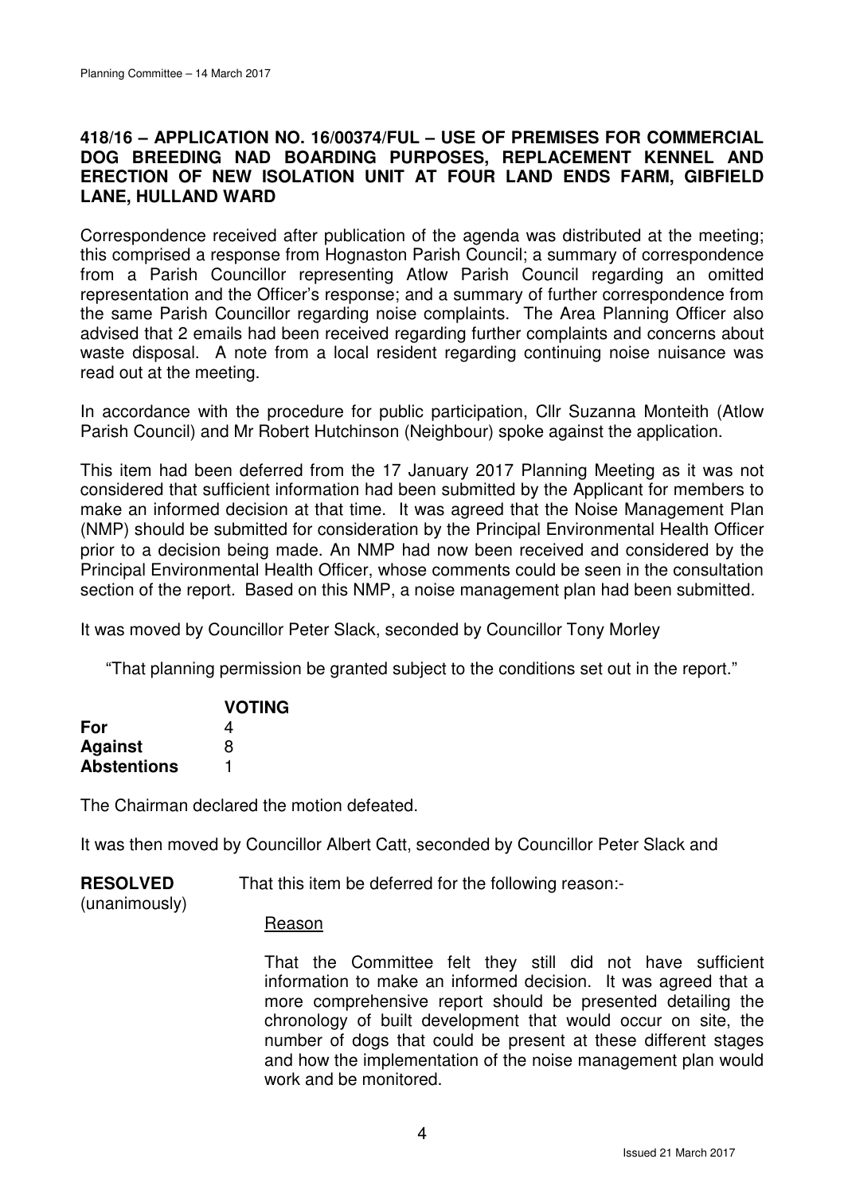### 418/16 – APPLICATION NO. 16/00374/FUL – USE OF PREMISES FOR COMMERCIAL DOG BREEDING NAD BOARDING PURPOSES, REPLACEMENT KENNEL AND ERECTION OF NEW ISOLATION UNIT AT FOUR LAND ENDS FARM, GIBFIELD LANE, HULLAND WARD

Correspondence received after publication of the agenda was distributed at the meeting; this comprised a response from Hognaston Parish Council; a summary of correspondence from a Parish Councillor representing Atlow Parish Council regarding an omitted representation and the Officer's response; and a summary of further correspondence from the same Parish Councillor regarding noise complaints. The Area Planning Officer also advised that 2 emails had been received regarding further complaints and concerns about waste disposal. A note from a local resident regarding continuing noise nuisance was read out at the meeting.

In accordance with the procedure for public participation, Cllr Suzanna Monteith (Atlow Parish Council) and Mr Robert Hutchinson (Neighbour) spoke against the application.

This item had been deferred from the 17 January 2017 Planning Meeting as it was not considered that sufficient information had been submitted by the Applicant for members to make an informed decision at that time. It was agreed that the Noise Management Plan (NMP) should be submitted for consideration by the Principal Environmental Health Officer prior to a decision being made. An NMP had now been received and considered by the Principal Environmental Health Officer, whose comments could be seen in the consultation section of the report. Based on this NMP, a noise management plan had been submitted.

It was moved by Councillor Peter Slack, seconded by Councillor Tony Morley

"That planning permission be granted subject to the conditions set out in the report."

| | **VOTING** |
|---|---|
| **For** | 4 |
| **Against** | 8 |
| **Abstentions** | 1 |

The Chairman declared the motion defeated.

It was then moved by Councillor Albert Catt, seconded by Councillor Peter Slack and

**RESOLVED** (unanimously)

That this item be deferred for the following reason:-

Reason

That the Committee felt they still did not have sufficient information to make an informed decision. It was agreed that a more comprehensive report should be presented detailing the chronology of built development that would occur on site, the number of dogs that could be present at these different stages and how the implementation of the noise management plan would work and be monitored.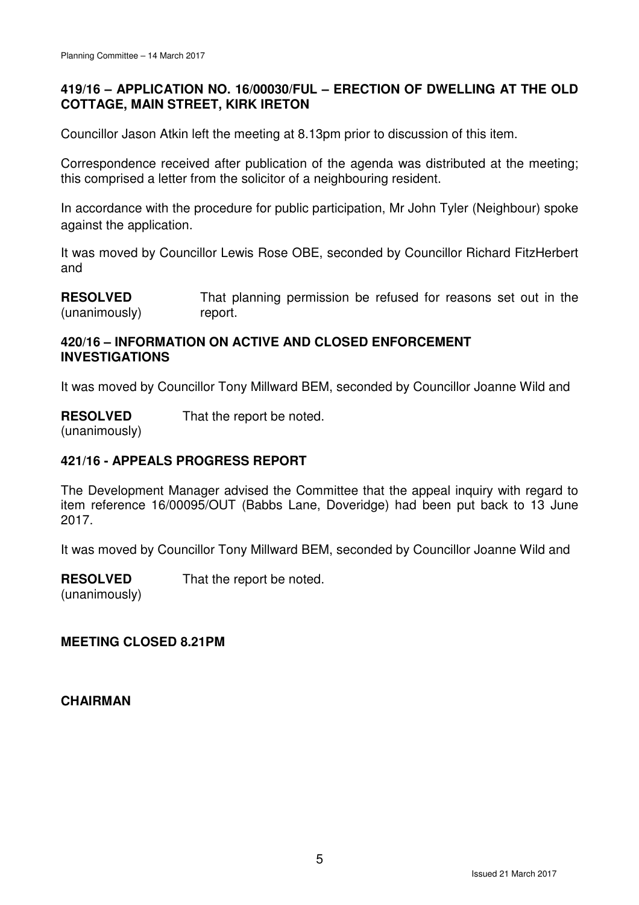## 419/16 – APPLICATION NO. 16/00030/FUL – ERECTION OF DWELLING AT THE OLD COTTAGE, MAIN STREET, KIRK IRETON

Councillor Jason Atkin left the meeting at 8.13pm prior to discussion of this item.

Correspondence received after publication of the agenda was distributed at the meeting; this comprised a letter from the solicitor of a neighbouring resident.

In accordance with the procedure for public participation, Mr John Tyler (Neighbour) spoke against the application.

It was moved by Councillor Lewis Rose OBE, seconded by Councillor Richard FitzHerbert and

**RESOLVED** (unanimously) That planning permission be refused for reasons set out in the report.

## 420/16 – INFORMATION ON ACTIVE AND CLOSED ENFORCEMENT INVESTIGATIONS

It was moved by Councillor Tony Millward BEM, seconded by Councillor Joanne Wild and

**RESOLVED** (unanimously) That the report be noted.

## 421/16 - APPEALS PROGRESS REPORT

The Development Manager advised the Committee that the appeal inquiry with regard to item reference 16/00095/OUT (Babbs Lane, Doveridge) had been put back to 13 June 2017.

It was moved by Councillor Tony Millward BEM, seconded by Councillor Joanne Wild and

**RESOLVED** (unanimously) That the report be noted.

**MEETING CLOSED 8.21PM**

**CHAIRMAN**